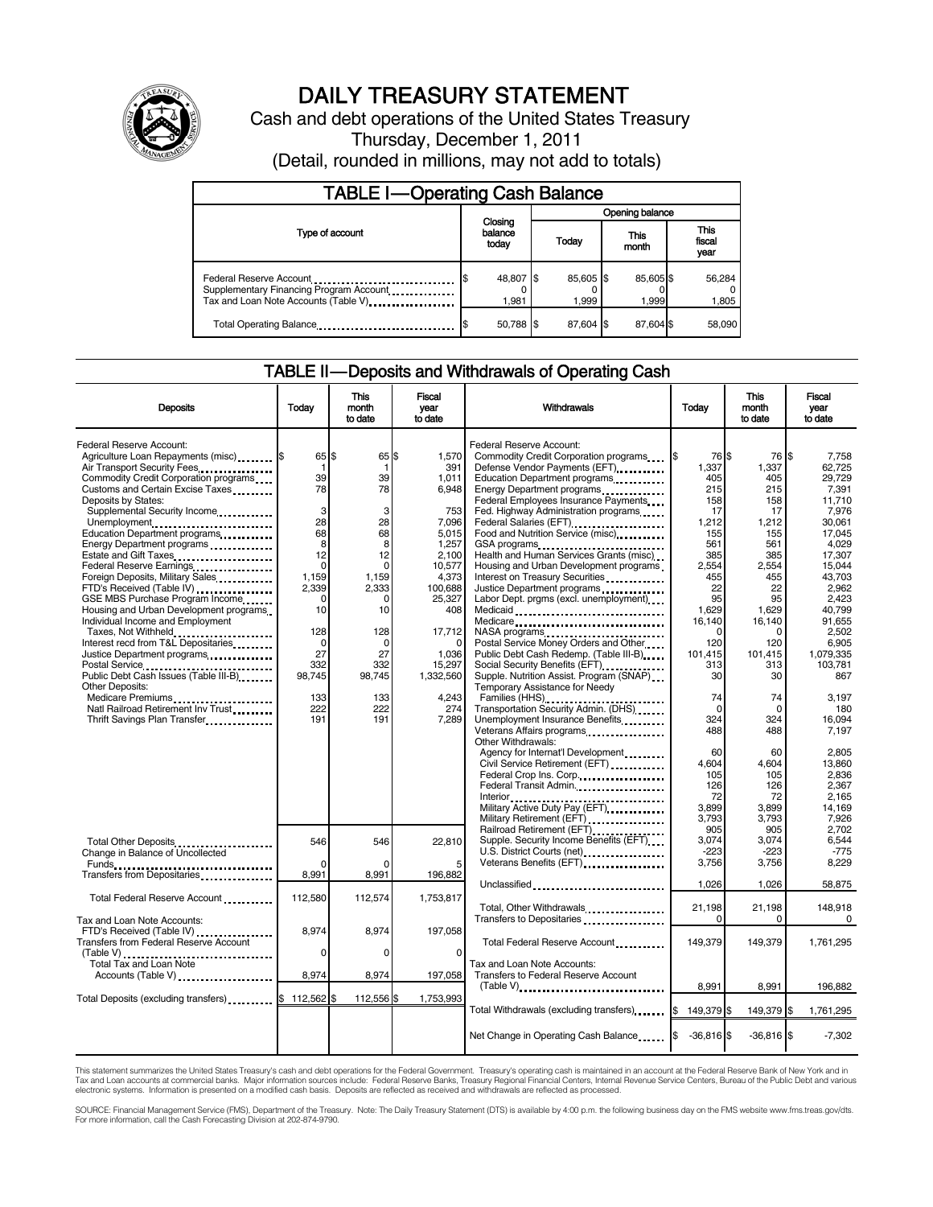# DAILY TREASURY STATEMENT

Cash and debt operations of the United States Treasury

Thursday, December 1, 2011

(Detail, rounded in millions, may not add to totals)

## TABLE I—Operating Cash Balance

| Type of account | Closing balance today | Opening balance Today | Opening balance This month | Opening balance This fiscal year |
|---|---|---|---|---|
| Federal Reserve Account | $ 48,807 | $ 85,605 | $ 85,605 | $ 56,284 |
| Supplementary Financing Program Account | 0 | 0 | 0 | 0 |
| Tax and Loan Note Accounts (Table V) | 1,981 | 1,999 | 1,999 | 1,805 |
| Total Operating Balance | $ 50,788 | $ 87,604 | $ 87,604 | $ 58,090 |

## TABLE II—Deposits and Withdrawals of Operating Cash

| Deposits | Today | This month to date | Fiscal year to date |
|---|---|---|---|
| Federal Reserve Account: | | | |
| Agriculture Loan Repayments (misc) | $ 65 | $ 65 | $ 1,570 |
| Air Transport Security Fees | 1 | 1 | 391 |
| Commodity Credit Corporation programs | 39 | 39 | 1,011 |
| Customs and Certain Excise Taxes | 78 | 78 | 6,948 |
| Deposits by States: | | | |
| Supplemental Security Income | 3 | 3 | 753 |
| Unemployment | 28 | 28 | 7,096 |
| Education Department programs | 68 | 68 | 5,015 |
| Energy Department programs | 8 | 8 | 1,257 |
| Estate and Gift Taxes | 12 | 12 | 2,100 |
| Federal Reserve Earnings | 0 | 0 | 10,577 |
| Foreign Deposits, Military Sales | 1,159 | 1,159 | 4,373 |
| FTD's Received (Table IV) | 2,339 | 2,333 | 100,688 |
| GSE MBS Purchase Program Income | 0 | 0 | 25,327 |
| Housing and Urban Development programs | 10 | 10 | 408 |
| Individual Income and Employment Taxes, Not Withheld | 128 | 128 | 17,712 |
| Interest recd from T&L Depositaries | 0 | 0 | 0 |
| Justice Department programs | 27 | 27 | 1,036 |
| Postal Service | 332 | 332 | 15,297 |
| Public Debt Cash Issues (Table III-B) | 98,745 | 98,745 | 1,332,560 |
| Other Deposits: | | | |
| Medicare Premiums | 133 | 133 | 4,243 |
| Natl Railroad Retirement Inv Trust | 222 | 222 | 274 |
| Thrift Savings Plan Transfer | 191 | 191 | 7,289 |
| Total Other Deposits | 546 | 546 | 22,810 |
| Change in Balance of Uncollected Funds | 0 | 0 | 5 |
| Transfers from Depositaries | 8,991 | 8,991 | 196,882 |
| Total Federal Reserve Account | 112,580 | 112,574 | 1,753,817 |
| Tax and Loan Note Accounts: | | | |
| FTD's Received (Table IV) | 8,974 | 8,974 | 197,058 |
| Transfers from Federal Reserve Account (Table V) | 0 | 0 | 0 |
| Total Tax and Loan Note Accounts (Table V) | 8,974 | 8,974 | 197,058 |
| Total Deposits (excluding transfers) | $ 112,562 | $ 112,556 | $ 1,753,993 |

| Withdrawals | Today | This month to date | Fiscal year to date |
|---|---|---|---|
| Federal Reserve Account: | | | |
| Commodity Credit Corporation programs | $ 76 | $ 76 | $ 7,758 |
| Defense Vendor Payments (EFT) | 1,337 | 1,337 | 62,725 |
| Education Department programs | 405 | 405 | 29,729 |
| Energy Department programs | 215 | 215 | 7,391 |
| Federal Employees Insurance Payments | 158 | 158 | 11,710 |
| Fed. Highway Administration programs | 17 | 17 | 7,976 |
| Federal Salaries (EFT) | 1,212 | 1,212 | 30,061 |
| Food and Nutrition Service (misc) | 155 | 155 | 17,045 |
| GSA programs | 561 | 561 | 4,029 |
| Health and Human Services Grants (misc) | 385 | 385 | 17,307 |
| Housing and Urban Development programs | 2,554 | 2,554 | 15,044 |
| Interest on Treasury Securities | 455 | 455 | 43,703 |
| Justice Department programs | 22 | 22 | 2,962 |
| Labor Dept. prgms (excl. unemployment) | 95 | 95 | 2,423 |
| Medicaid | 1,629 | 1,629 | 40,799 |
| Medicare | 16,140 | 16,140 | 91,655 |
| NASA programs | 0 | 0 | 2,502 |
| Postal Service Money Orders and Other | 120 | 120 | 6,905 |
| Public Debt Cash Redemp. (Table III-B) | 101,415 | 101,415 | 1,079,335 |
| Social Security Benefits (EFT) | 313 | 313 | 103,781 |
| Supple. Nutrition Assist. Program (SNAP) | 30 | 30 | 867 |
| Temporary Assistance for Needy Families (HHS) | 74 | 74 | 3,197 |
| Transportation Security Admin. (DHS) | 0 | 0 | 180 |
| Unemployment Insurance Benefits | 324 | 324 | 16,094 |
| Veterans Affairs programs | 488 | 488 | 7,197 |
| Other Withdrawals: | | | |
| Agency for Internat'l Development | 60 | 60 | 2,805 |
| Civil Service Retirement (EFT) | 4,604 | 4,604 | 13,860 |
| Federal Crop Ins. Corp. | 105 | 105 | 2,836 |
| Federal Transit Admin. | 126 | 126 | 2,367 |
| Interior | 72 | 72 | 2,165 |
| Military Active Duty Pay (EFT) | 3,899 | 3,899 | 14,169 |
| Military Retirement (EFT) | 3,793 | 3,793 | 7,926 |
| Railroad Retirement (EFT) | 905 | 905 | 2,702 |
| Supple. Security Income Benefits (EFT) | 3,074 | 3,074 | 6,544 |
| U.S. District Courts (net) | -223 | -223 | -775 |
| Veterans Benefits (EFT) | 3,756 | 3,756 | 8,229 |
| Unclassified | 1,026 | 1,026 | 58,875 |
| Total, Other Withdrawals | 21,198 | 21,198 | 148,918 |
| Transfers to Depositaries | 0 | 0 | 0 |
| Total Federal Reserve Account | 149,379 | 149,379 | 1,761,295 |
| Tax and Loan Note Accounts: | | | |
| Transfers to Federal Reserve Account (Table V) | 8,991 | 8,991 | 196,882 |
| Total Withdrawals (excluding transfers) | $ 149,379 | $ 149,379 | $ 1,761,295 |
| Net Change in Operating Cash Balance | $ -36,816 | $ -36,816 | $ -7,302 |

This statement summarizes the United States Treasury's cash and debt operations for the Federal Government. Treasury's operating cash is maintained in an account at the Federal Reserve Bank of New York and in Tax and Loan accounts at commercial banks. Major information sources include: Federal Reserve Banks, Treasury Regional Financial Centers, Internal Revenue Service Centers, Bureau of the Public Debt and various electronic systems. Information is presented on a modified cash basis. Deposits are reflected as received and withdrawals are reflected as processed.

SOURCE: Financial Management Service (FMS), Department of the Treasury. Note: The Daily Treasury Statement (DTS) is available by 4:00 p.m. the following business day on the FMS website www.fms.treas.gov/dts. For more information, call the Cash Forecasting Division at 202-874-9790.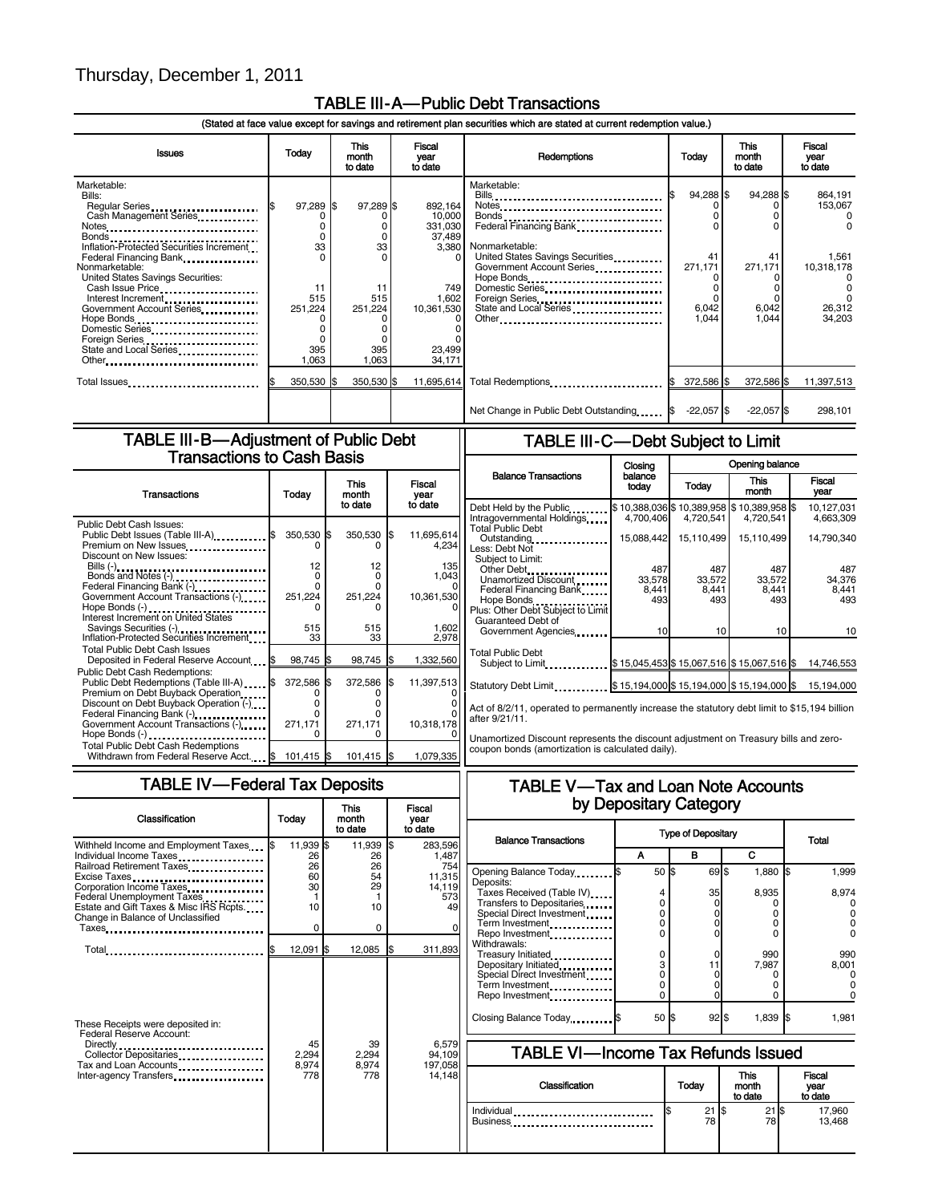Thursday, December 1, 2011

## TABLE III-A—Public Debt Transactions

(Stated at face value except for savings and retirement plan securities which are stated at current redemption value.)

| Issues | Today | This month to date | Fiscal year to date | Redemptions | Today | This month to date | Fiscal year to date |
|---|---|---|---|---|---|---|---|
| Marketable: | | | | Marketable: | | | |
| Bills: | | | | Bills | $ 94,288 | $ 94,288 | $ 864,191 |
| Regular Series | $ 97,289 | $ 97,289 | $ 892,164 | Notes | 0 | 0 | 153,067 |
| Cash Management Series | 0 | 0 | 10,000 | Bonds | 0 | 0 | 0 |
| Notes | 0 | 0 | 331,030 | Federal Financing Bank | 0 | 0 | 0 |
| Bonds | 0 | 0 | 37,489 | | | | |
| Inflation-Protected Securities Increment | 33 | 33 | 3,380 | Nonmarketable: | | | |
| Federal Financing Bank | 0 | 0 | 0 | United States Savings Securities | 41 | 41 | 1,561 |
| Nonmarketable: | | | | Government Account Series | 271,171 | 271,171 | 10,318,178 |
| United States Savings Securities: | | | | Hope Bonds | 0 | 0 | 0 |
| Cash Issue Price | 11 | 11 | 749 | Domestic Series | 0 | 0 | 0 |
| Interest Increment | 515 | 515 | 1,602 | Foreign Series | 0 | 0 | 0 |
| Government Account Series | 251,224 | 251,224 | 10,361,530 | State and Local Series | 6,042 | 6,042 | 26,312 |
| Hope Bonds | 0 | 0 | 0 | Other | 1,044 | 1,044 | 34,203 |
| Domestic Series | 0 | 0 | 0 | | | | |
| Foreign Series | 0 | 0 | 0 | | | | |
| State and Local Series | 395 | 395 | 23,499 | | | | |
| Other | 1,063 | 1,063 | 34,171 | | | | |
| Total Issues | $ 350,530 | $ 350,530 | $ 11,695,614 | Total Redemptions | $ 372,586 | $ 372,586 | $ 11,397,513 |
| | | | | Net Change in Public Debt Outstanding | $ -22,057 | $ -22,057 | $ 298,101 |

## TABLE III-B—Adjustment of Public Debt Transactions to Cash Basis

| Transactions | Today | This month to date | Fiscal year to date |
|---|---|---|---|
| Public Debt Cash Issues: | | | |
| Public Debt Issues (Table III-A) | $ 350,530 | $ 350,530 | $ 11,695,614 |
| Premium on New Issues | 0 | 0 | 4,234 |
| Discount on New Issues: | | | |
| Bills (-) | 12 | 12 | 135 |
| Bonds and Notes (-) | 0 | 0 | 1,043 |
| Federal Financing Bank (-) | 0 | 0 | 0 |
| Government Account Transactions (-) | 251,224 | 251,224 | 10,361,530 |
| Hope Bonds (-) | 0 | 0 | 0 |
| Interest Increment on United States Savings Securities (-) | 515 | 515 | 1,602 |
| Inflation-Protected Securities Increment | 33 | 33 | 2,978 |
| Total Public Debt Cash Issues Deposited in Federal Reserve Account | $ 98,745 | $ 98,745 | $ 1,332,560 |
| Public Debt Cash Redemptions: | | | |
| Public Debt Redemptions (Table III-A) | $ 372,586 | $ 372,586 | $ 11,397,513 |
| Premium on Debt Buyback Operation | 0 | 0 | 0 |
| Discount on Debt Buyback Operation (-) | 0 | 0 | 0 |
| Federal Financing Bank (-) | 0 | 0 | 0 |
| Government Account Transactions (-) | 271,171 | 271,171 | 10,318,178 |
| Hope Bonds (-) | 0 | 0 | 0 |
| Total Public Debt Cash Redemptions Withdrawn from Federal Reserve Acct. | $ 101,415 | $ 101,415 | $ 1,079,335 |

## TABLE III-C—Debt Subject to Limit

| Balance Transactions | Closing balance today | Opening balance Today | Opening balance This month | Opening balance Fiscal year |
|---|---|---|---|---|
| Debt Held by the Public | $ 10,388,036 | $ 10,389,958 | $ 10,389,958 | $ 10,127,031 |
| Intragovernmental Holdings | 4,700,406 | 4,720,541 | 4,720,541 | 4,663,309 |
| Total Public Debt Outstanding | 15,088,442 | 15,110,499 | 15,110,499 | 14,790,340 |
| Less: Debt Not Subject to Limit: | | | | |
| Other Debt | 487 | 487 | 487 | 487 |
| Unamortized Discount | 33,578 | 33,572 | 33,572 | 34,376 |
| Federal Financing Bank | 8,441 | 8,441 | 8,441 | 8,441 |
| Hope Bonds | 493 | 493 | 493 | 493 |
| Plus: Other Debt Subject to Limit | | | | |
| Guaranteed Debt of Government Agencies | 10 | 10 | 10 | 10 |
| Total Public Debt Subject to Limit | $ 15,045,453 | $ 15,067,516 | $ 15,067,516 | $ 14,746,553 |
| Statutory Debt Limit | $ 15,194,000 | $ 15,194,000 | $ 15,194,000 | $ 15,194,000 |

Act of 8/2/11, operated to permanently increase the statutory debt limit to $15,194 billion after 9/21/11.

Unamortized Discount represents the discount adjustment on Treasury bills and zero-coupon bonds (amortization is calculated daily).

## TABLE IV—Federal Tax Deposits

| Classification | Today | This month to date | Fiscal year to date |
|---|---|---|---|
| Withheld Income and Employment Taxes | $ 11,939 | $ 11,939 | $ 283,596 |
| Individual Income Taxes | 26 | 26 | 1,487 |
| Railroad Retirement Taxes | 26 | 26 | 754 |
| Excise Taxes | 60 | 54 | 11,315 |
| Corporation Income Taxes | 30 | 29 | 14,119 |
| Federal Unemployment Taxes | 1 | 1 | 573 |
| Estate and Gift Taxes & Misc IRS Rcpts. | 10 | 10 | 49 |
| Change in Balance of Unclassified Taxes | 0 | 0 | 0 |
| Total | $ 12,091 | $ 12,085 | $ 311,893 |
| These Receipts were deposited in: | | | |
| Federal Reserve Account: | | | |
| Directly | 45 | 39 | 6,579 |
| Collector Depositaries | 2,294 | 2,294 | 94,109 |
| Tax and Loan Accounts | 8,974 | 8,974 | 197,058 |
| Inter-agency Transfers | 778 | 778 | 14,148 |

## TABLE V—Tax and Loan Note Accounts by Depositary Category

| Balance Transactions | Type of Depositary A | Type of Depositary B | Type of Depositary C | Total |
|---|---|---|---|---|
| Opening Balance Today | $ 50 | $ 69 | $ 1,880 | $ 1,999 |
| Deposits: | | | | |
| Taxes Received (Table IV) | 4 | 35 | 8,935 | 8,974 |
| Transfers to Depositaries | 0 | 0 | 0 | 0 |
| Special Direct Investment | 0 | 0 | 0 | 0 |
| Term Investment | 0 | 0 | 0 | 0 |
| Repo Investment | 0 | 0 | 0 | 0 |
| Withdrawals: | | | | |
| Treasury Initiated | 0 | 0 | 990 | 990 |
| Depositary Initiated | 3 | 11 | 7,987 | 8,001 |
| Special Direct Investment | 0 | 0 | 0 | 0 |
| Term Investment | 0 | 0 | 0 | 0 |
| Repo Investment | 0 | 0 | 0 | 0 |
| Closing Balance Today | $ 50 | $ 92 | $ 1,839 | $ 1,981 |

## TABLE VI—Income Tax Refunds Issued

| Classification | Today | This month to date | Fiscal year to date |
|---|---|---|---|
| Individual | $ 21 | $ 21 | $ 17,960 |
| Business | 78 | 78 | 13,468 |